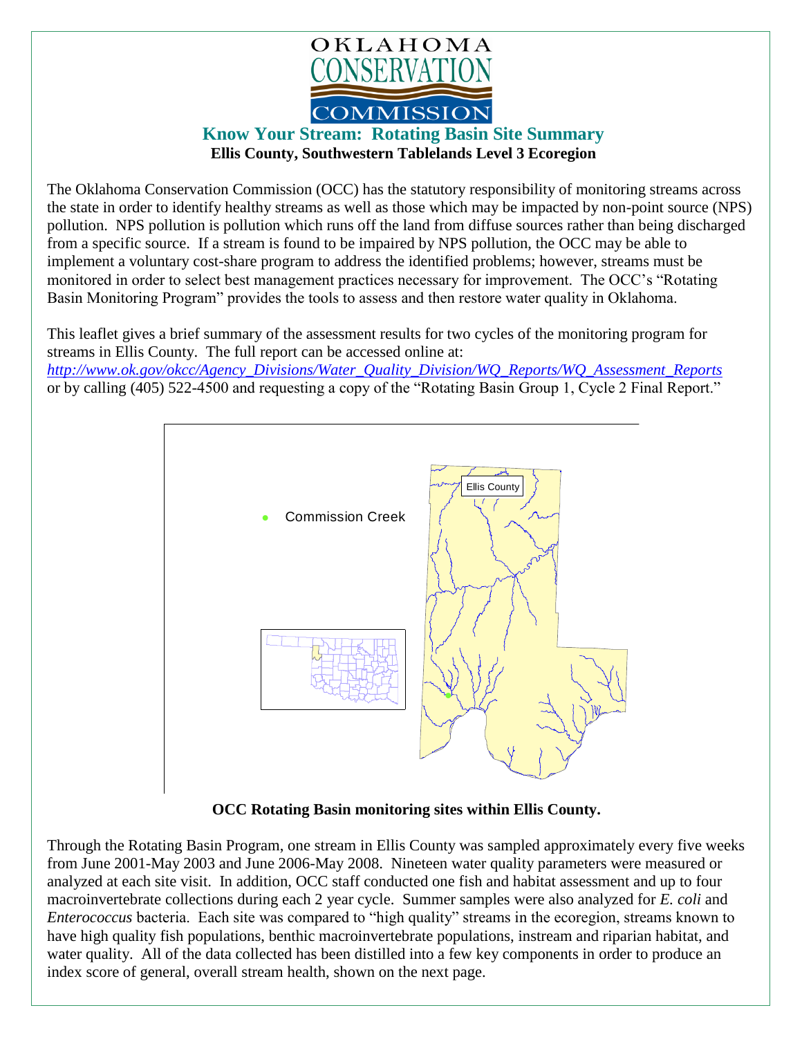OKLAHOMA CONSERVATION COMMISSION

## Know Your Stream: Rotating Basin Site Summary

**Ellis County, Southwestern Tablelands Level 3 Ecoregion**

The Oklahoma Conservation Commission (OCC) has the statutory responsibility of monitoring streams across the state in order to identify healthy streams as well as those which may be impacted by non-point source (NPS) pollution. NPS pollution is pollution which runs off the land from diffuse sources rather than being discharged from a specific source. If a stream is found to be impaired by NPS pollution, the OCC may be able to implement a voluntary cost-share program to address the identified problems; however, streams must be monitored in order to select best management practices necessary for improvement. The OCC's "Rotating Basin Monitoring Program" provides the tools to assess and then restore water quality in Oklahoma.

This leaflet gives a brief summary of the assessment results for two cycles of the monitoring program for streams in Ellis County. The full report can be accessed online at: *http://www.ok.gov/okcc/Agency_Divisions/Water_Quality_Division/WQ_Reports/WQ_Assessment_Reports* or by calling (405) 522-4500 and requesting a copy of the "Rotating Basin Group 1, Cycle 2 Final Report."

Commission Creek

Ellis County

**OCC Rotating Basin monitoring sites within Ellis County.**

Through the Rotating Basin Program, one stream in Ellis County was sampled approximately every five weeks from June 2001-May 2003 and June 2006-May 2008. Nineteen water quality parameters were measured or analyzed at each site visit. In addition, OCC staff conducted one fish and habitat assessment and up to four macroinvertebrate collections during each 2 year cycle. Summer samples were also analyzed for *E. coli* and *Enterococcus* bacteria. Each site was compared to "high quality" streams in the ecoregion, streams known to have high quality fish populations, benthic macroinvertebrate populations, instream and riparian habitat, and water quality. All of the data collected has been distilled into a few key components in order to produce an index score of general, overall stream health, shown on the next page.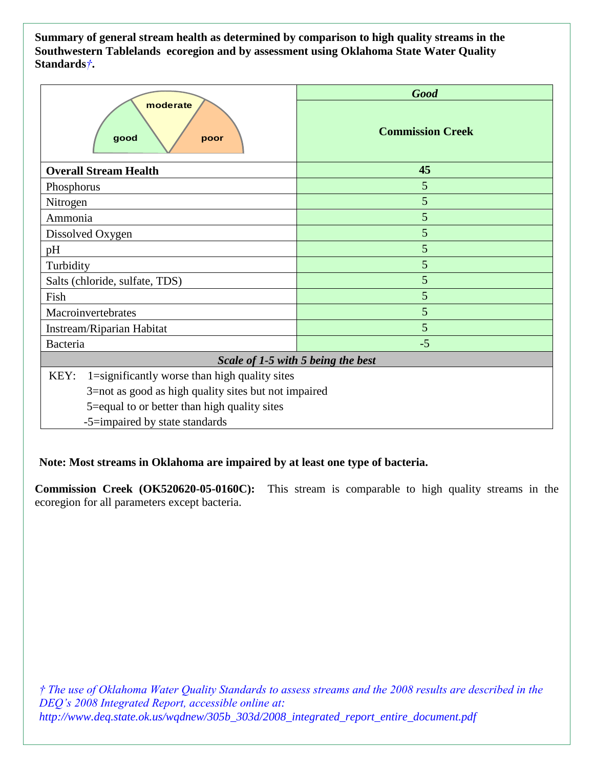**Summary of general stream health as determined by comparison to high quality streams in the Southwestern Tablelands ecoregion and by assessment using Oklahoma State Water Quality Standards†.**

| good / moderate / poor | ***Good*** **Commission Creek** |
|---|---|
| **Overall Stream Health** | **45** |
| Phosphorus | 5 |
| Nitrogen | 5 |
| Ammonia | 5 |
| Dissolved Oxygen | 5 |
| pH | 5 |
| Turbidity | 5 |
| Salts (chloride, sulfate, TDS) | 5 |
| Fish | 5 |
| Macroinvertebrates | 5 |
| Instream/Riparian Habitat | 5 |
| Bacteria | -5 |

***Scale of 1-5 with 5 being the best***

KEY:
- 1=significantly worse than high quality sites
- 3=not as good as high quality sites but not impaired
- 5=equal to or better than high quality sites
- -5=impaired by state standards

**Note: Most streams in Oklahoma are impaired by at least one type of bacteria.**

**Commission Creek (OK520620-05-0160C):** This stream is comparable to high quality streams in the ecoregion for all parameters except bacteria.

*† The use of Oklahoma Water Quality Standards to assess streams and the 2008 results are described in the DEQ's 2008 Integrated Report, accessible online at: http://www.deq.state.ok.us/wqdnew/305b_303d/2008_integrated_report_entire_document.pdf*